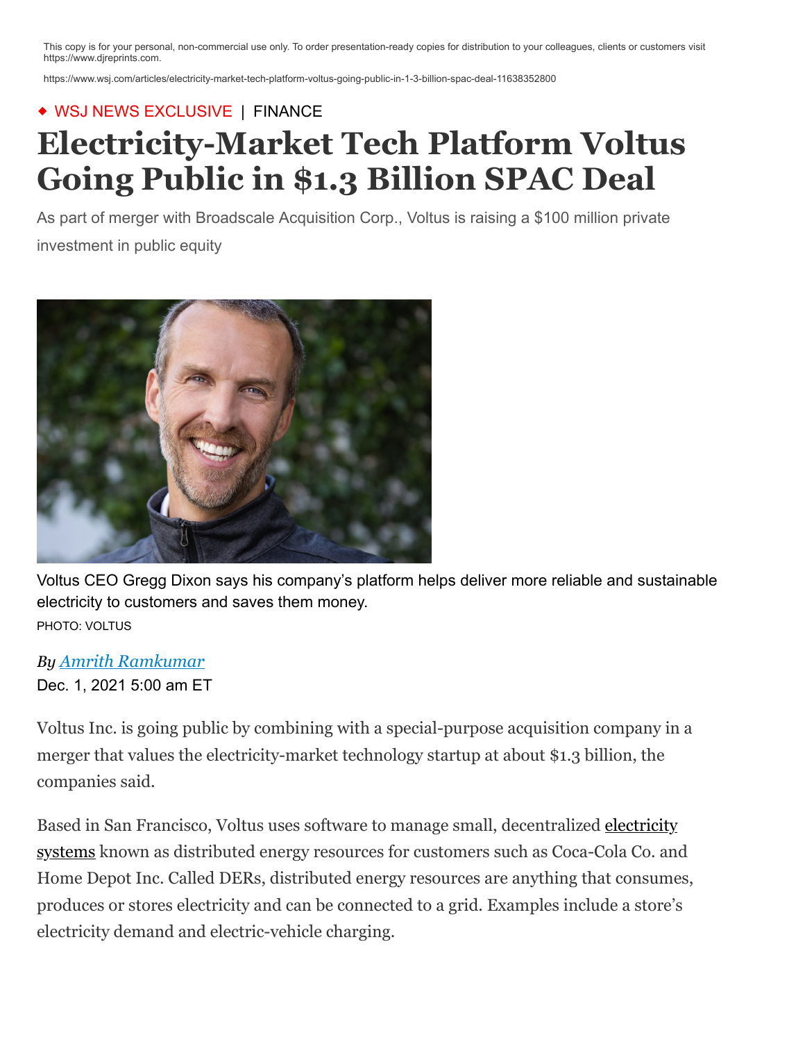This copy is for your personal, non-commercial use only. To order presentation-ready copies for distribution to your colleagues, clients or customers visit https://www.djreprints.com.

https://www.wsj.com/articles/electricity-market-tech-platform-voltus-going-public-in-1-3-billion-spac-deal-11638352800

◆ WSJ NEWS EXCLUSIVE | FINANCE

# Electricity-Market Tech Platform Voltus Going Public in $1.3 Billion SPAC Deal

As part of merger with Broadscale Acquisition Corp., Voltus is raising a $100 million private investment in public equity

Voltus CEO Gregg Dixon says his company's platform helps deliver more reliable and sustainable electricity to customers and saves them money.

PHOTO: VOLTUS

*By Amrith Ramkumar*

Dec. 1, 2021 5:00 am ET

Voltus Inc. is going public by combining with a special-purpose acquisition company in a merger that values the electricity-market technology startup at about $1.3 billion, the companies said.

Based in San Francisco, Voltus uses software to manage small, decentralized electricity systems known as distributed energy resources for customers such as Coca-Cola Co. and Home Depot Inc. Called DERs, distributed energy resources are anything that consumes, produces or stores electricity and can be connected to a grid. Examples include a store's electricity demand and electric-vehicle charging.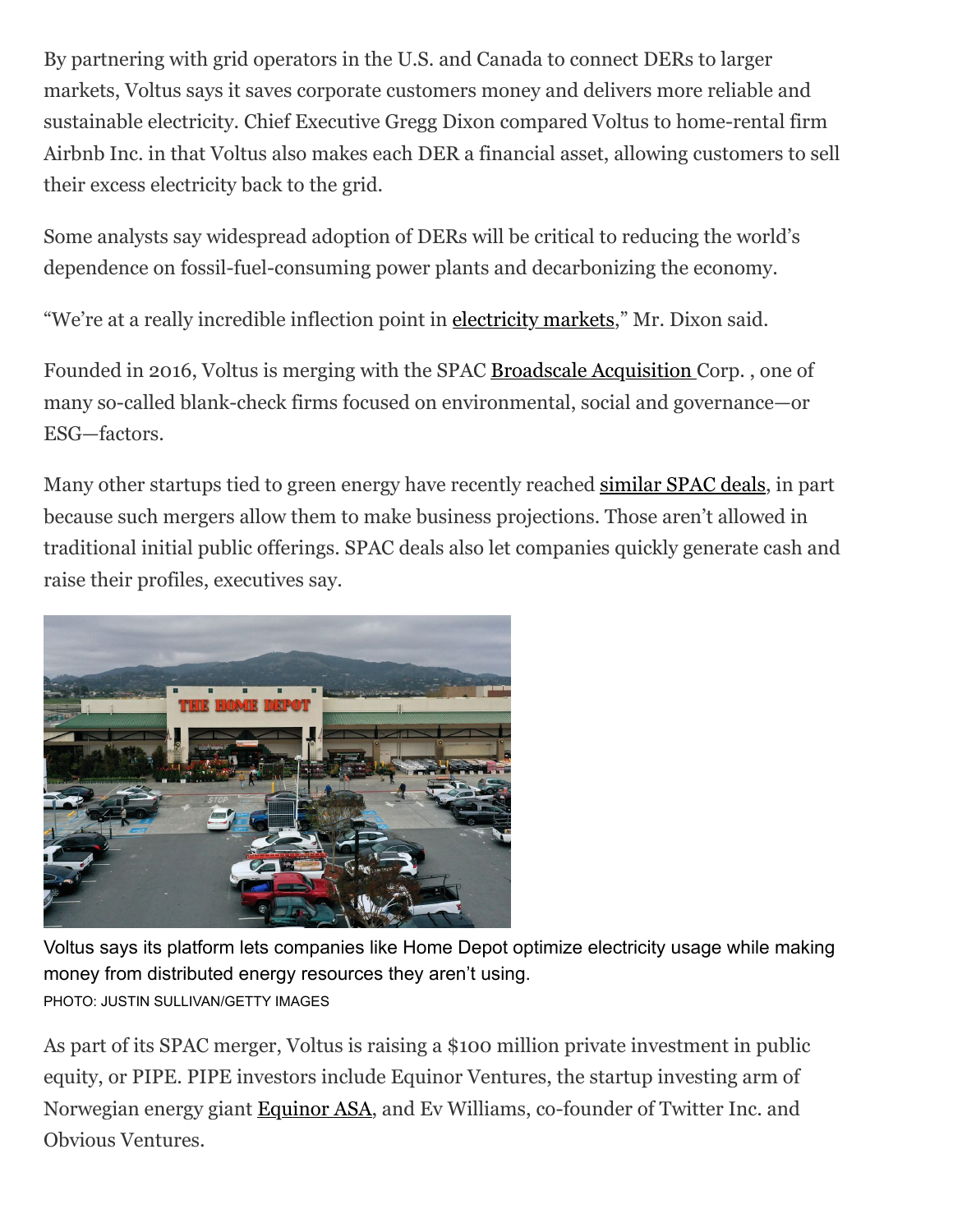By partnering with grid operators in the U.S. and Canada to connect DERs to larger markets, Voltus says it saves corporate customers money and delivers more reliable and sustainable electricity. Chief Executive Gregg Dixon compared Voltus to home-rental firm Airbnb Inc. in that Voltus also makes each DER a financial asset, allowing customers to sell their excess electricity back to the grid.

Some analysts say widespread adoption of DERs will be critical to reducing the world's dependence on fossil-fuel-consuming power plants and decarbonizing the economy.

"We're at a really incredible inflection point in electricity markets," Mr. Dixon said.

Founded in 2016, Voltus is merging with the SPAC Broadscale Acquisition Corp. , one of many so-called blank-check firms focused on environmental, social and governance—or ESG—factors.

Many other startups tied to green energy have recently reached similar SPAC deals, in part because such mergers allow them to make business projections. Those aren't allowed in traditional initial public offerings. SPAC deals also let companies quickly generate cash and raise their profiles, executives say.

Voltus says its platform lets companies like Home Depot optimize electricity usage while making money from distributed energy resources they aren't using.

PHOTO: JUSTIN SULLIVAN/GETTY IMAGES

As part of its SPAC merger, Voltus is raising a $100 million private investment in public equity, or PIPE. PIPE investors include Equinor Ventures, the startup investing arm of Norwegian energy giant Equinor ASA, and Ev Williams, co-founder of Twitter Inc. and Obvious Ventures.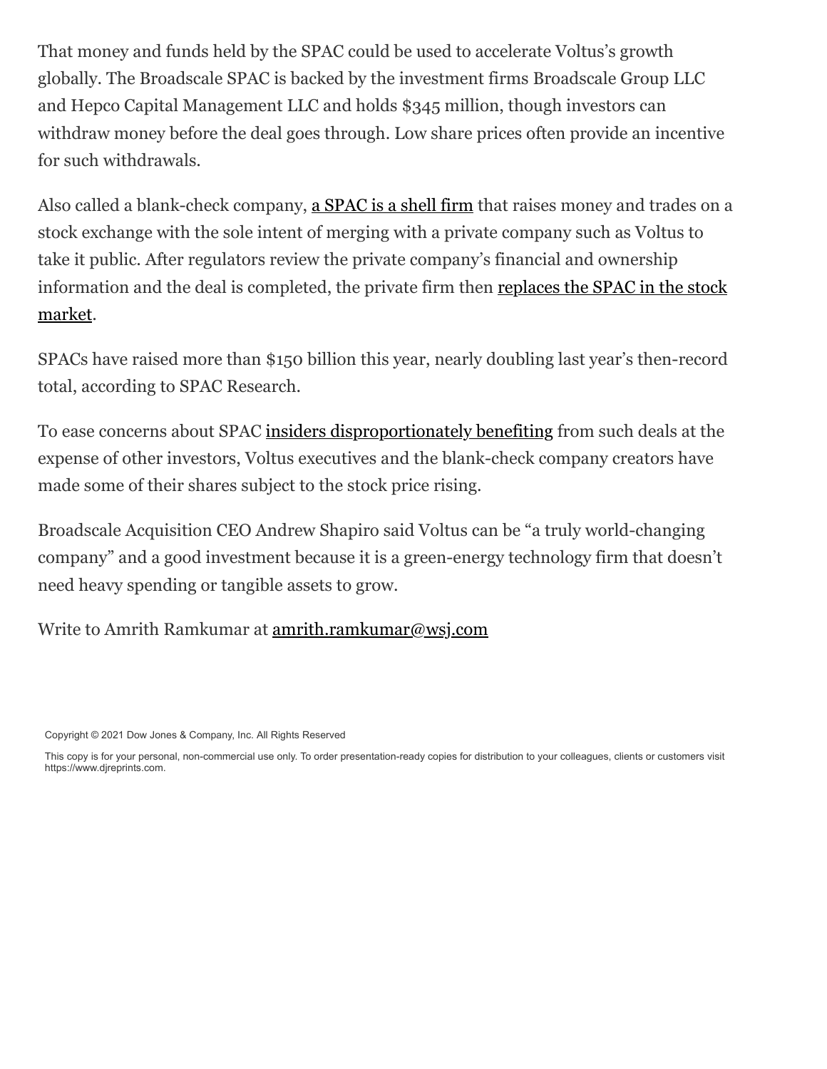That money and funds held by the SPAC could be used to accelerate Voltus's growth globally. The Broadscale SPAC is backed by the investment firms Broadscale Group LLC and Hepco Capital Management LLC and holds $345 million, though investors can withdraw money before the deal goes through. Low share prices often provide an incentive for such withdrawals.

Also called a blank-check company, a SPAC is a shell firm that raises money and trades on a stock exchange with the sole intent of merging with a private company such as Voltus to take it public. After regulators review the private company's financial and ownership information and the deal is completed, the private firm then replaces the SPAC in the stock market.

SPACs have raised more than $150 billion this year, nearly doubling last year's then-record total, according to SPAC Research.

To ease concerns about SPAC insiders disproportionately benefiting from such deals at the expense of other investors, Voltus executives and the blank-check company creators have made some of their shares subject to the stock price rising.

Broadscale Acquisition CEO Andrew Shapiro said Voltus can be "a truly world-changing company" and a good investment because it is a green-energy technology firm that doesn't need heavy spending or tangible assets to grow.

Write to Amrith Ramkumar at amrith.ramkumar@wsj.com

Copyright © 2021 Dow Jones & Company, Inc. All Rights Reserved

This copy is for your personal, non-commercial use only. To order presentation-ready copies for distribution to your colleagues, clients or customers visit https://www.djreprints.com.